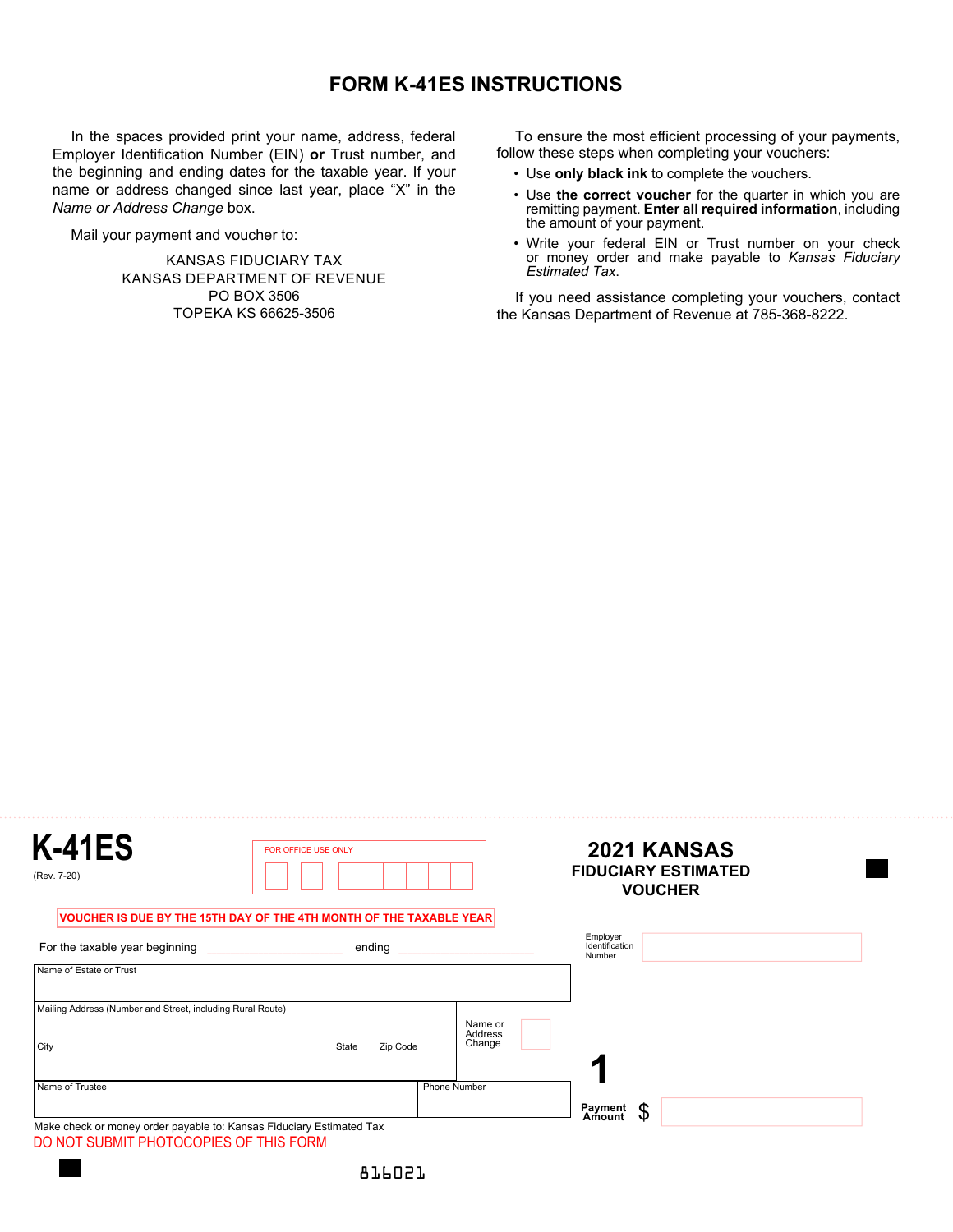# FORM K-41ES INSTRUCTIONS

In the spaces provided print your name, address, federal Employer Identification Number (EIN) **or** Trust number, and the beginning and ending dates for the taxable year. If your name or address changed since last year, place "X" in the *Name or Address Change* box.

Mail your payment and voucher to:

KANSAS FIDUCIARY TAX
KANSAS DEPARTMENT OF REVENUE
PO BOX 3506
TOPEKA KS 66625-3506

To ensure the most efficient processing of your payments, follow these steps when completing your vouchers:

- Use **only black ink** to complete the vouchers.
- Use **the correct voucher** for the quarter in which you are remitting payment. **Enter all required information**, including the amount of your payment.
- Write your federal EIN or Trust number on your check or money order and make payable to *Kansas Fiduciary Estimated Tax*.

If you need assistance completing your vouchers, contact the Kansas Department of Revenue at 785-368-8222.

---

**K-41ES**
(Rev. 7-20)

FOR OFFICE USE ONLY

## 2021 KANSAS FIDUCIARY ESTIMATED VOUCHER

VOUCHER IS DUE BY THE 15TH DAY OF THE 4TH MONTH OF THE TAXABLE YEAR

For the taxable year beginning ____________ ending ____________

Employer Identification Number ____________

| Name of Estate or Trust | | | |
|---|---|---|---|
| Mailing Address (Number and Street, including Rural Route) | | | Name or Address Change ☐ |
| City | State | Zip Code | |
| Name of Trustee | | Phone Number | |

**1**

Payment Amount $ ____________

Make check or money order payable to: Kansas Fiduciary Estimated Tax

DO NOT SUBMIT PHOTOCOPIES OF THIS FORM

816021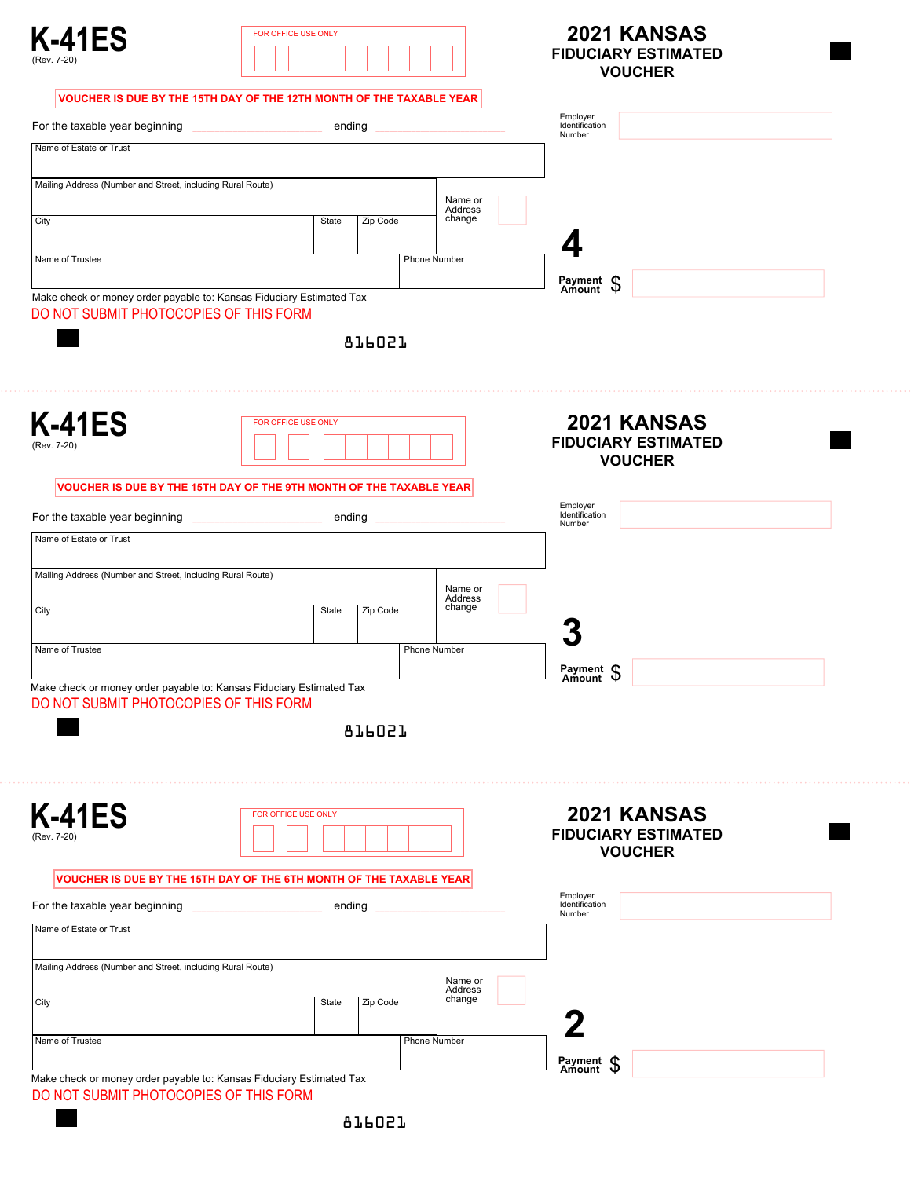# K-41ES

(Rev. 7-20)

FOR OFFICE USE ONLY

## 2021 KANSAS FIDUCIARY ESTIMATED VOUCHER

**VOUCHER IS DUE BY THE 15TH DAY OF THE 12TH MONTH OF THE TAXABLE YEAR**

For the taxable year beginning ______________ ending ______________

Employer Identification Number

Name of Estate or Trust

Mailing Address (Number and Street, including Rural Route)

Name or Address change

City | State | Zip Code

Name of Trustee | Phone Number

**4**

**Payment Amount** $

Make check or money order payable to: Kansas Fiduciary Estimated Tax

DO NOT SUBMIT PHOTOCOPIES OF THIS FORM

816021

---

# K-41ES

(Rev. 7-20)

FOR OFFICE USE ONLY

## 2021 KANSAS FIDUCIARY ESTIMATED VOUCHER

**VOUCHER IS DUE BY THE 15TH DAY OF THE 9TH MONTH OF THE TAXABLE YEAR**

For the taxable year beginning ______________ ending ______________

Employer Identification Number

Name of Estate or Trust

Mailing Address (Number and Street, including Rural Route)

Name or Address change

City | State | Zip Code

Name of Trustee | Phone Number

**3**

**Payment Amount** $

Make check or money order payable to: Kansas Fiduciary Estimated Tax

DO NOT SUBMIT PHOTOCOPIES OF THIS FORM

816021

---

# K-41ES

(Rev. 7-20)

FOR OFFICE USE ONLY

## 2021 KANSAS FIDUCIARY ESTIMATED VOUCHER

**VOUCHER IS DUE BY THE 15TH DAY OF THE 6TH MONTH OF THE TAXABLE YEAR**

For the taxable year beginning ______________ ending ______________

Employer Identification Number

Name of Estate or Trust

Mailing Address (Number and Street, including Rural Route)

Name or Address change

City | State | Zip Code

Name of Trustee | Phone Number

**2**

**Payment Amount** $

Make check or money order payable to: Kansas Fiduciary Estimated Tax

DO NOT SUBMIT PHOTOCOPIES OF THIS FORM

816021